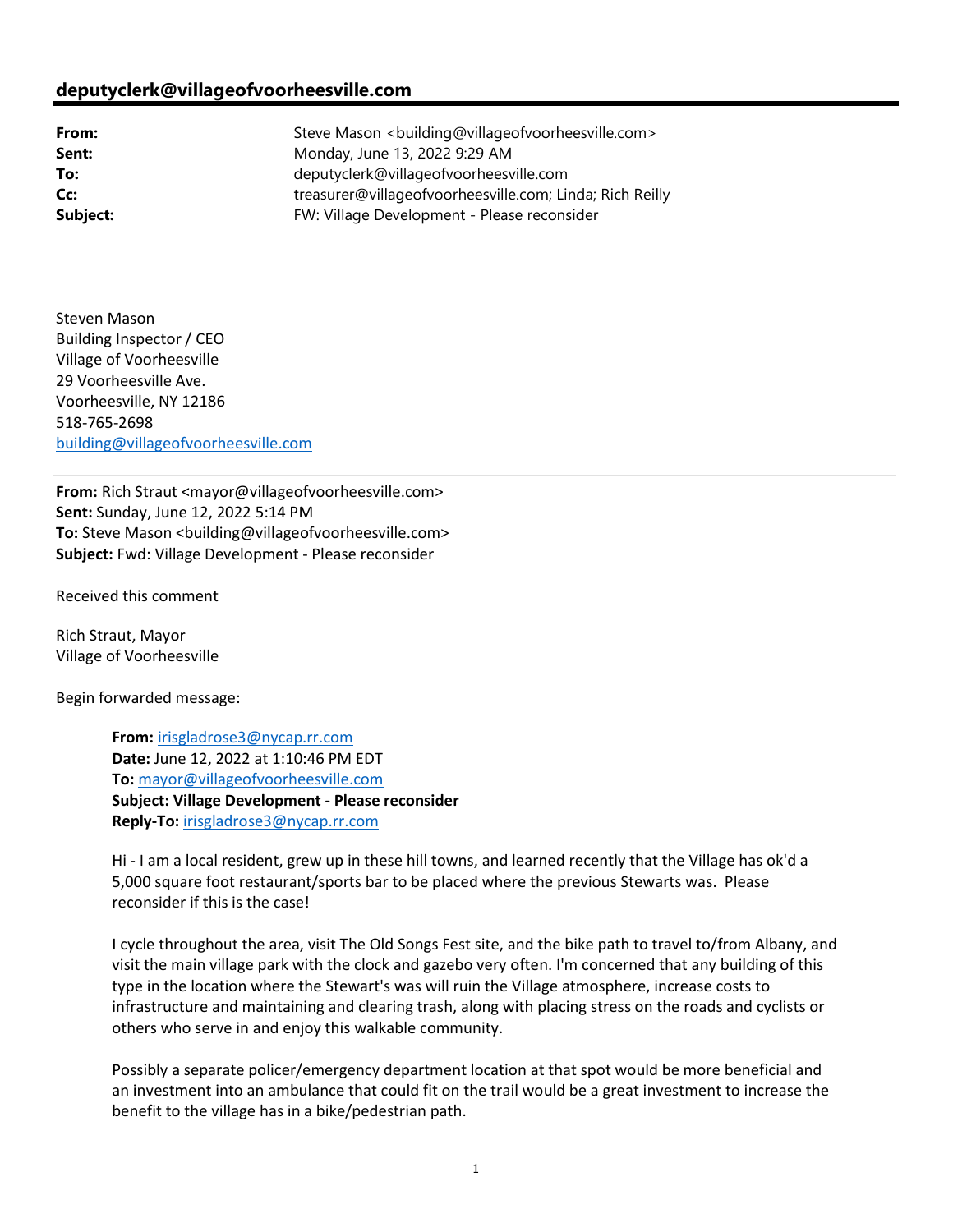## deputyclerk@villageofvoorheesville.com

**From:** Steve Mason <building@villageofvoorheesville.com>
**Sent:** Monday, June 13, 2022 9:29 AM
**To:** deputyclerk@villageofvoorheesville.com
**Cc:** treasurer@villageofvoorheesville.com; Linda; Rich Reilly
**Subject:** FW: Village Development - Please reconsider

Steven Mason
Building Inspector / CEO
Village of Voorheesville
29 Voorheesville Ave.
Voorheesville, NY 12186
518-765-2698
building@villageofvoorheesville.com

---

**From:** Rich Straut <mayor@villageofvoorheesville.com>
**Sent:** Sunday, June 12, 2022 5:14 PM
**To:** Steve Mason <building@villageofvoorheesville.com>
**Subject:** Fwd: Village Development - Please reconsider

Received this comment

Rich Straut, Mayor
Village of Voorheesville

Begin forwarded message:

> **From:** irisgladrose3@nycap.rr.com
> **Date:** June 12, 2022 at 1:10:46 PM EDT
> **To:** mayor@villageofvoorheesville.com
> **Subject: Village Development - Please reconsider**
> **Reply-To:** irisgladrose3@nycap.rr.com
>
> Hi - I am a local resident, grew up in these hill towns, and learned recently that the Village has ok'd a 5,000 square foot restaurant/sports bar to be placed where the previous Stewarts was. Please reconsider if this is the case!
>
> I cycle throughout the area, visit The Old Songs Fest site, and the bike path to travel to/from Albany, and visit the main village park with the clock and gazebo very often. I'm concerned that any building of this type in the location where the Stewart's was will ruin the Village atmosphere, increase costs to infrastructure and maintaining and clearing trash, along with placing stress on the roads and cyclists or others who serve in and enjoy this walkable community.
>
> Possibly a separate policer/emergency department location at that spot would be more beneficial and an investment into an ambulance that could fit on the trail would be a great investment to increase the benefit to the village has in a bike/pedestrian path.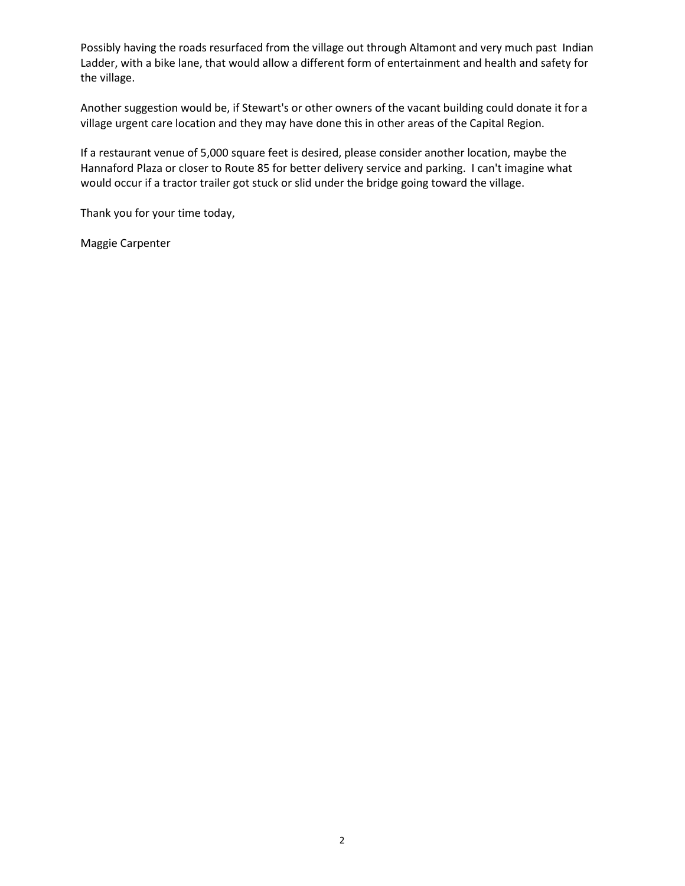Possibly having the roads resurfaced from the village out through Altamont and very much past Indian Ladder, with a bike lane, that would allow a different form of entertainment and health and safety for the village.

Another suggestion would be, if Stewart's or other owners of the vacant building could donate it for a village urgent care location and they may have done this in other areas of the Capital Region.

If a restaurant venue of 5,000 square feet is desired, please consider another location, maybe the Hannaford Plaza or closer to Route 85 for better delivery service and parking. I can't imagine what would occur if a tractor trailer got stuck or slid under the bridge going toward the village.

Thank you for your time today,

Maggie Carpenter